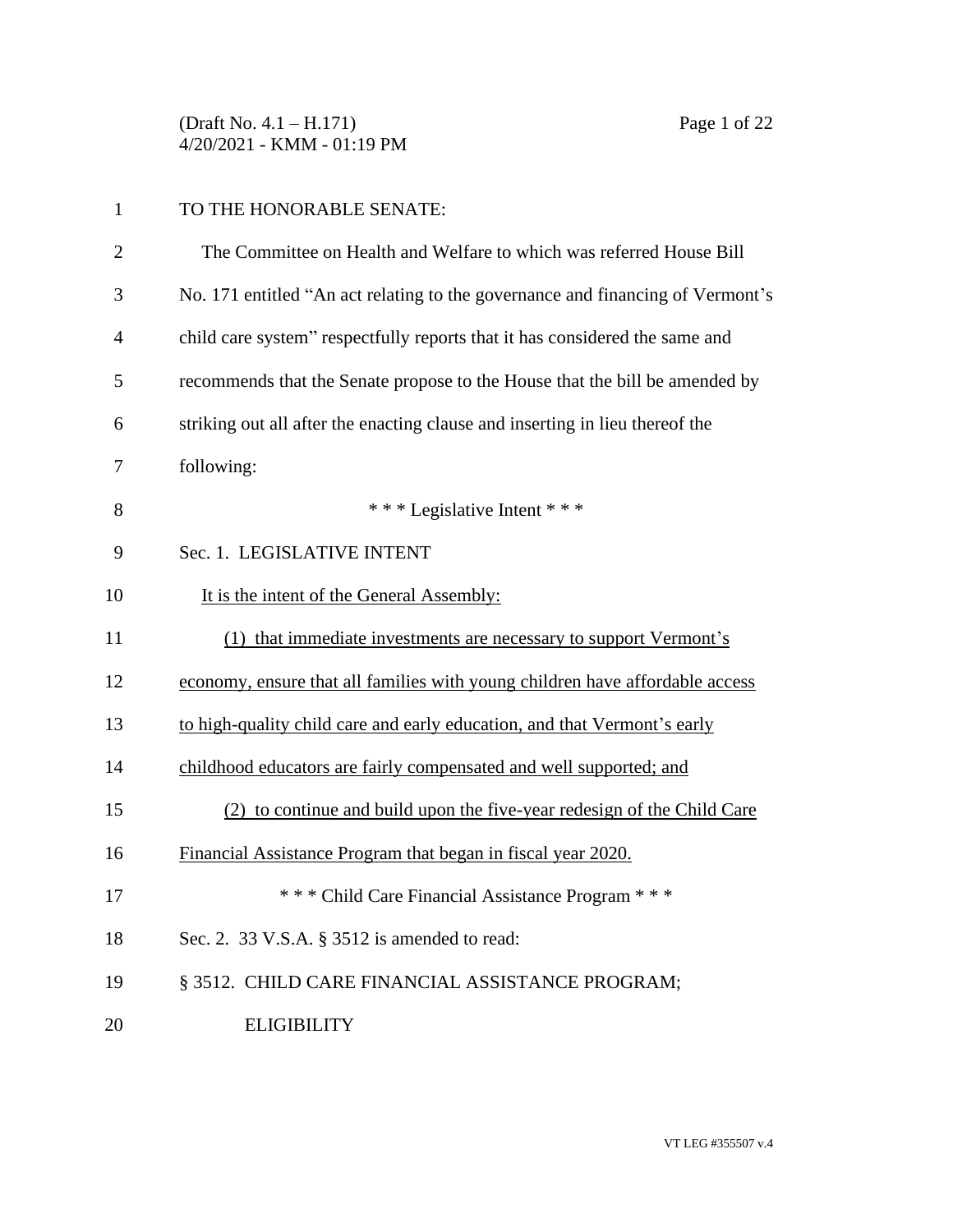TO THE HONORABLE SENATE:

The Committee on Health and Welfare to which was referred House Bill No. 171 entitled "An act relating to the governance and financing of Vermont's child care system" respectfully reports that it has considered the same and recommends that the Senate propose to the House that the bill be amended by striking out all after the enacting clause and inserting in lieu thereof the following:

\* \* \* Legislative Intent \* \* \*

Sec. 1. LEGISLATIVE INTENT

<u>It is the intent of the General Assembly:</u>

<u>(1) that immediate investments are necessary to support Vermont's economy, ensure that all families with young children have affordable access to high-quality child care and early education, and that Vermont's early childhood educators are fairly compensated and well supported; and</u>

<u>(2) to continue and build upon the five-year redesign of the Child Care Financial Assistance Program that began in fiscal year 2020.</u>

\* \* \* Child Care Financial Assistance Program \* \* \*

Sec. 2. 33 V.S.A. § 3512 is amended to read:

§ 3512. CHILD CARE FINANCIAL ASSISTANCE PROGRAM; ELIGIBILITY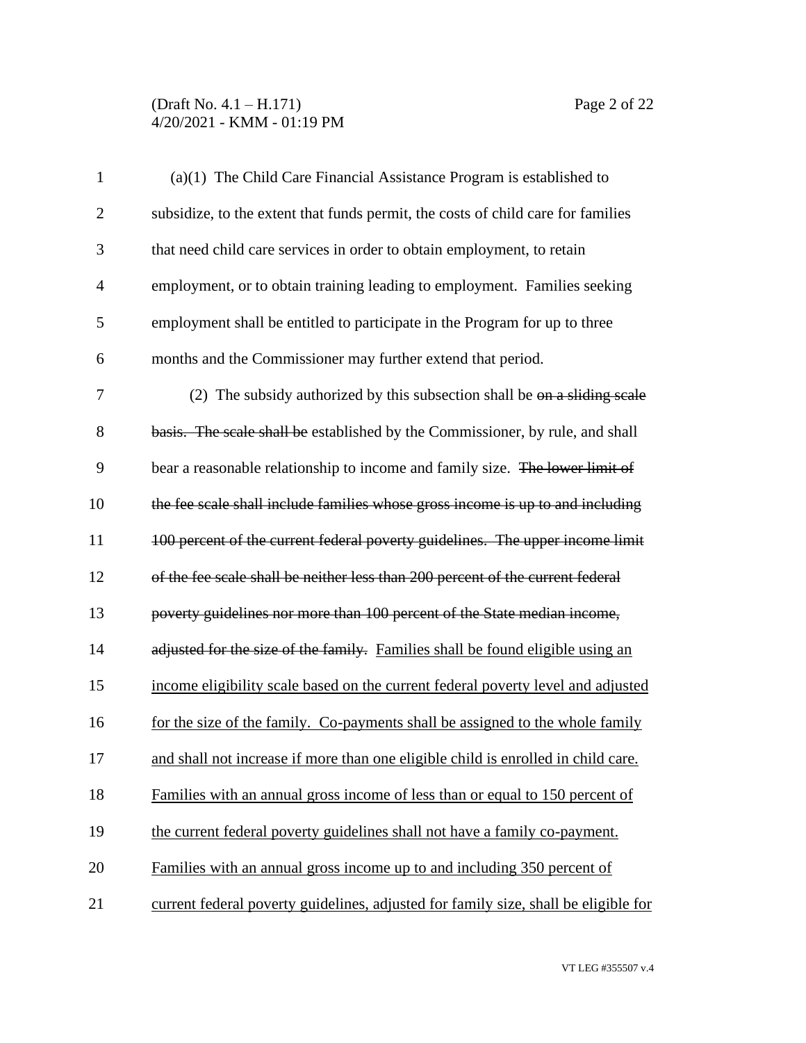(a)(1) The Child Care Financial Assistance Program is established to subsidize, to the extent that funds permit, the costs of child care for families that need child care services in order to obtain employment, to retain employment, or to obtain training leading to employment. Families seeking employment shall be entitled to participate in the Program for up to three months and the Commissioner may further extend that period.

(2) The subsidy authorized by this subsection shall be ~~on a sliding scale basis. The scale shall be~~ established by the Commissioner, by rule, and shall bear a reasonable relationship to income and family size. ~~The lower limit of the fee scale shall include families whose gross income is up to and including 100 percent of the current federal poverty guidelines. The upper income limit of the fee scale shall be neither less than 200 percent of the current federal poverty guidelines nor more than 100 percent of the State median income, adjusted for the size of the family.~~ <u>Families shall be found eligible using an income eligibility scale based on the current federal poverty level and adjusted for the size of the family. Co-payments shall be assigned to the whole family and shall not increase if more than one eligible child is enrolled in child care. Families with an annual gross income of less than or equal to 150 percent of the current federal poverty guidelines shall not have a family co-payment. Families with an annual gross income up to and including 350 percent of current federal poverty guidelines, adjusted for family size, shall be eligible for</u>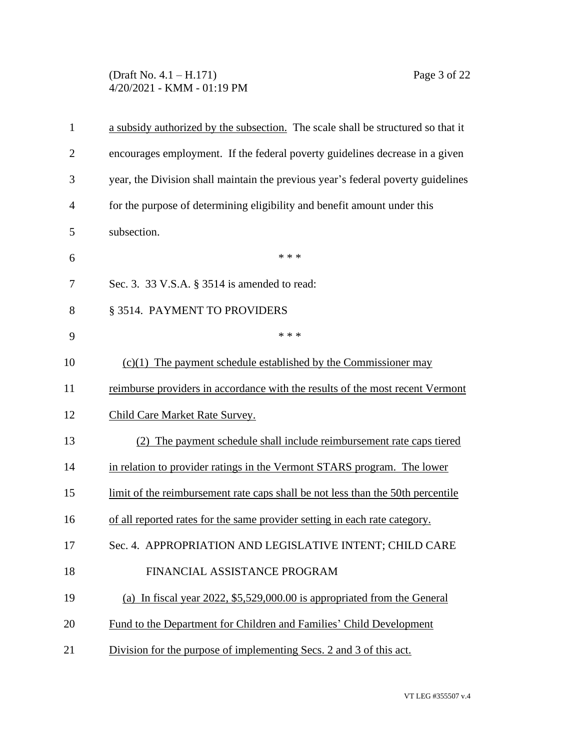a subsidy authorized by the subsection. The scale shall be structured so that it encourages employment. If the federal poverty guidelines decrease in a given year, the Division shall maintain the previous year's federal poverty guidelines for the purpose of determining eligibility and benefit amount under this subsection.

\* \* \*

Sec. 3. 33 V.S.A. § 3514 is amended to read:

§ 3514. PAYMENT TO PROVIDERS

\* \* \*

(c)(1) The payment schedule established by the Commissioner may reimburse providers in accordance with the results of the most recent Vermont Child Care Market Rate Survey.

(2) The payment schedule shall include reimbursement rate caps tiered in relation to provider ratings in the Vermont STARS program. The lower limit of the reimbursement rate caps shall be not less than the 50th percentile of all reported rates for the same provider setting in each rate category.

Sec. 4. APPROPRIATION AND LEGISLATIVE INTENT; CHILD CARE FINANCIAL ASSISTANCE PROGRAM

(a) In fiscal year 2022, $5,529,000.00 is appropriated from the General Fund to the Department for Children and Families' Child Development Division for the purpose of implementing Secs. 2 and 3 of this act.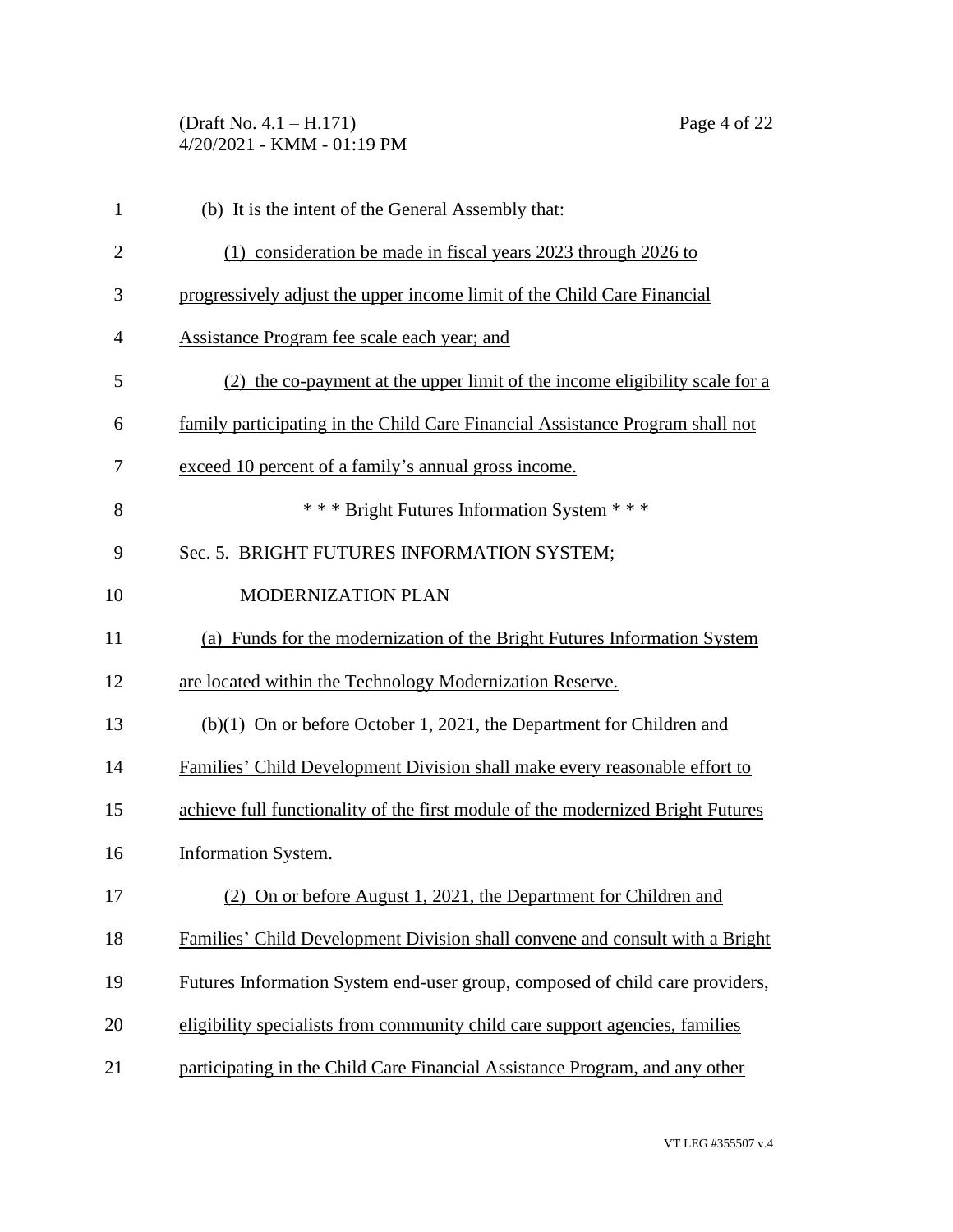(b) It is the intent of the General Assembly that:

(1) consideration be made in fiscal years 2023 through 2026 to progressively adjust the upper income limit of the Child Care Financial Assistance Program fee scale each year; and

(2) the co-payment at the upper limit of the income eligibility scale for a family participating in the Child Care Financial Assistance Program shall not exceed 10 percent of a family's annual gross income.

\* \* \* Bright Futures Information System \* \* \*

Sec. 5. BRIGHT FUTURES INFORMATION SYSTEM; MODERNIZATION PLAN

(a) Funds for the modernization of the Bright Futures Information System are located within the Technology Modernization Reserve.

(b)(1) On or before October 1, 2021, the Department for Children and Families' Child Development Division shall make every reasonable effort to achieve full functionality of the first module of the modernized Bright Futures Information System.

(2) On or before August 1, 2021, the Department for Children and Families' Child Development Division shall convene and consult with a Bright Futures Information System end-user group, composed of child care providers, eligibility specialists from community child care support agencies, families participating in the Child Care Financial Assistance Program, and any other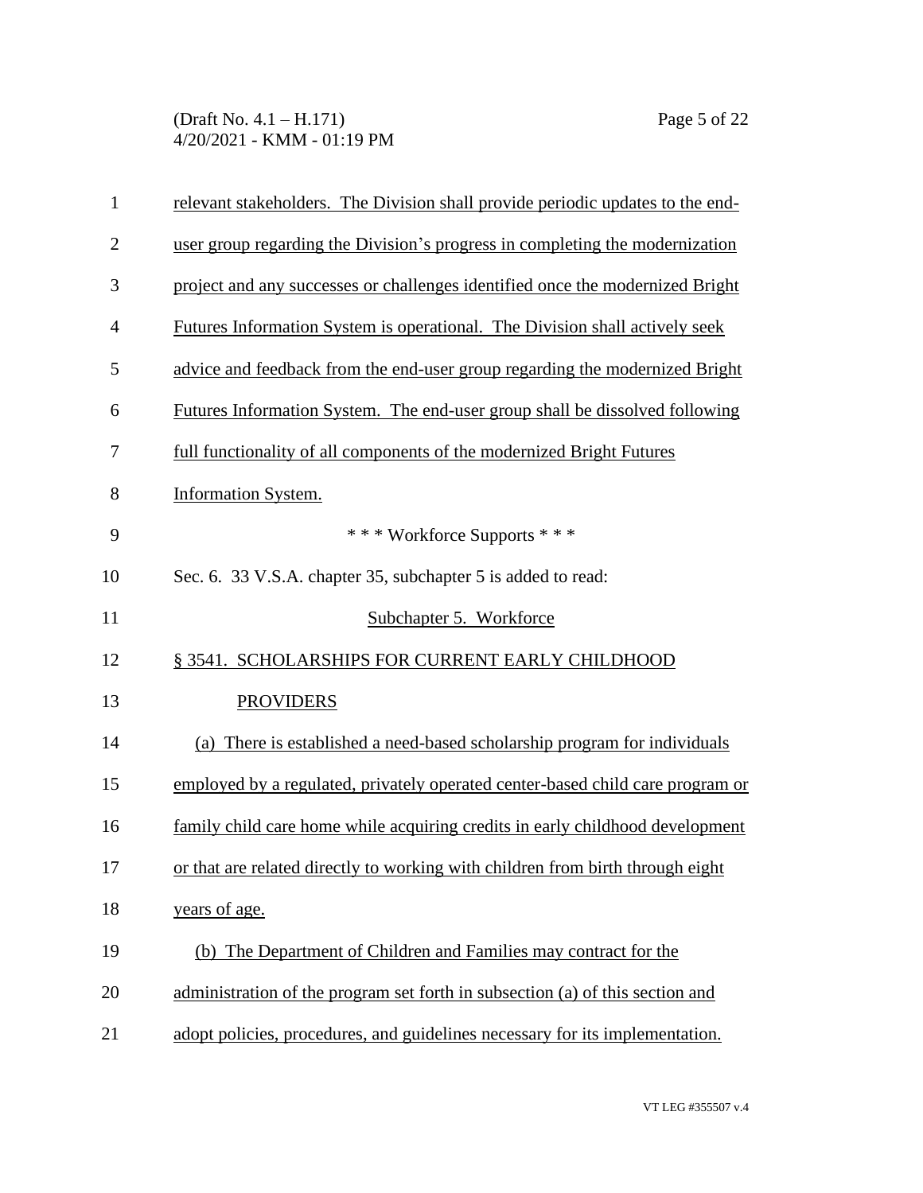relevant stakeholders. The Division shall provide periodic updates to the end-user group regarding the Division's progress in completing the modernization project and any successes or challenges identified once the modernized Bright Futures Information System is operational. The Division shall actively seek advice and feedback from the end-user group regarding the modernized Bright Futures Information System. The end-user group shall be dissolved following full functionality of all components of the modernized Bright Futures Information System.

\* \* \* Workforce Supports \* \* \*

Sec. 6. 33 V.S.A. chapter 35, subchapter 5 is added to read:

Subchapter 5. Workforce

§ 3541. SCHOLARSHIPS FOR CURRENT EARLY CHILDHOOD PROVIDERS

(a) There is established a need-based scholarship program for individuals employed by a regulated, privately operated center-based child care program or family child care home while acquiring credits in early childhood development or that are related directly to working with children from birth through eight years of age.

(b) The Department of Children and Families may contract for the administration of the program set forth in subsection (a) of this section and adopt policies, procedures, and guidelines necessary for its implementation.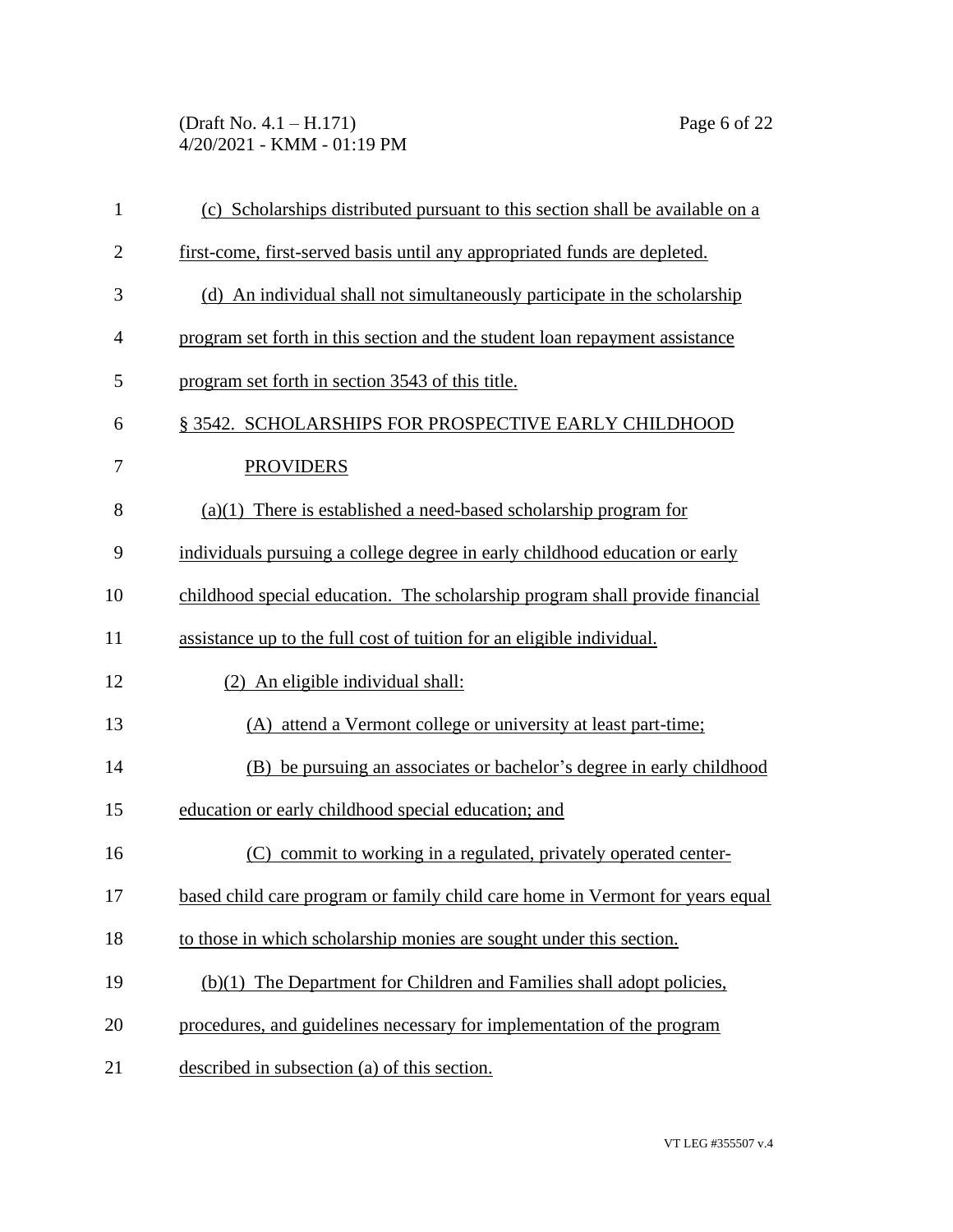(c) Scholarships distributed pursuant to this section shall be available on a first-come, first-served basis until any appropriated funds are depleted.

(d) An individual shall not simultaneously participate in the scholarship program set forth in this section and the student loan repayment assistance program set forth in section 3543 of this title.

§ 3542. SCHOLARSHIPS FOR PROSPECTIVE EARLY CHILDHOOD PROVIDERS

(a)(1) There is established a need-based scholarship program for individuals pursuing a college degree in early childhood education or early childhood special education. The scholarship program shall provide financial assistance up to the full cost of tuition for an eligible individual.

(2) An eligible individual shall:

(A) attend a Vermont college or university at least part-time;

(B) be pursuing an associates or bachelor's degree in early childhood education or early childhood special education; and

(C) commit to working in a regulated, privately operated center-based child care program or family child care home in Vermont for years equal to those in which scholarship monies are sought under this section.

(b)(1) The Department for Children and Families shall adopt policies, procedures, and guidelines necessary for implementation of the program described in subsection (a) of this section.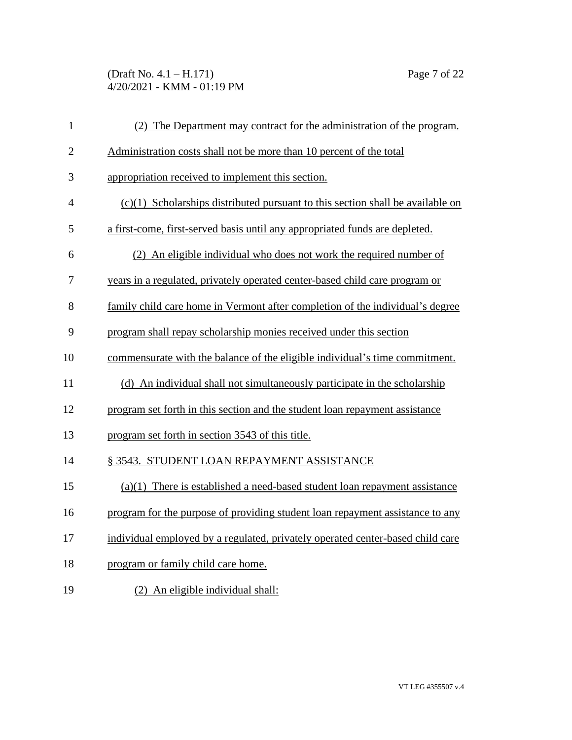(2) The Department may contract for the administration of the program. Administration costs shall not be more than 10 percent of the total appropriation received to implement this section.

(c)(1) Scholarships distributed pursuant to this section shall be available on a first-come, first-served basis until any appropriated funds are depleted.

(2) An eligible individual who does not work the required number of years in a regulated, privately operated center-based child care program or family child care home in Vermont after completion of the individual's degree program shall repay scholarship monies received under this section commensurate with the balance of the eligible individual's time commitment.

(d) An individual shall not simultaneously participate in the scholarship program set forth in this section and the student loan repayment assistance program set forth in section 3543 of this title.

§ 3543. STUDENT LOAN REPAYMENT ASSISTANCE

(a)(1) There is established a need-based student loan repayment assistance program for the purpose of providing student loan repayment assistance to any individual employed by a regulated, privately operated center-based child care program or family child care home.

(2) An eligible individual shall: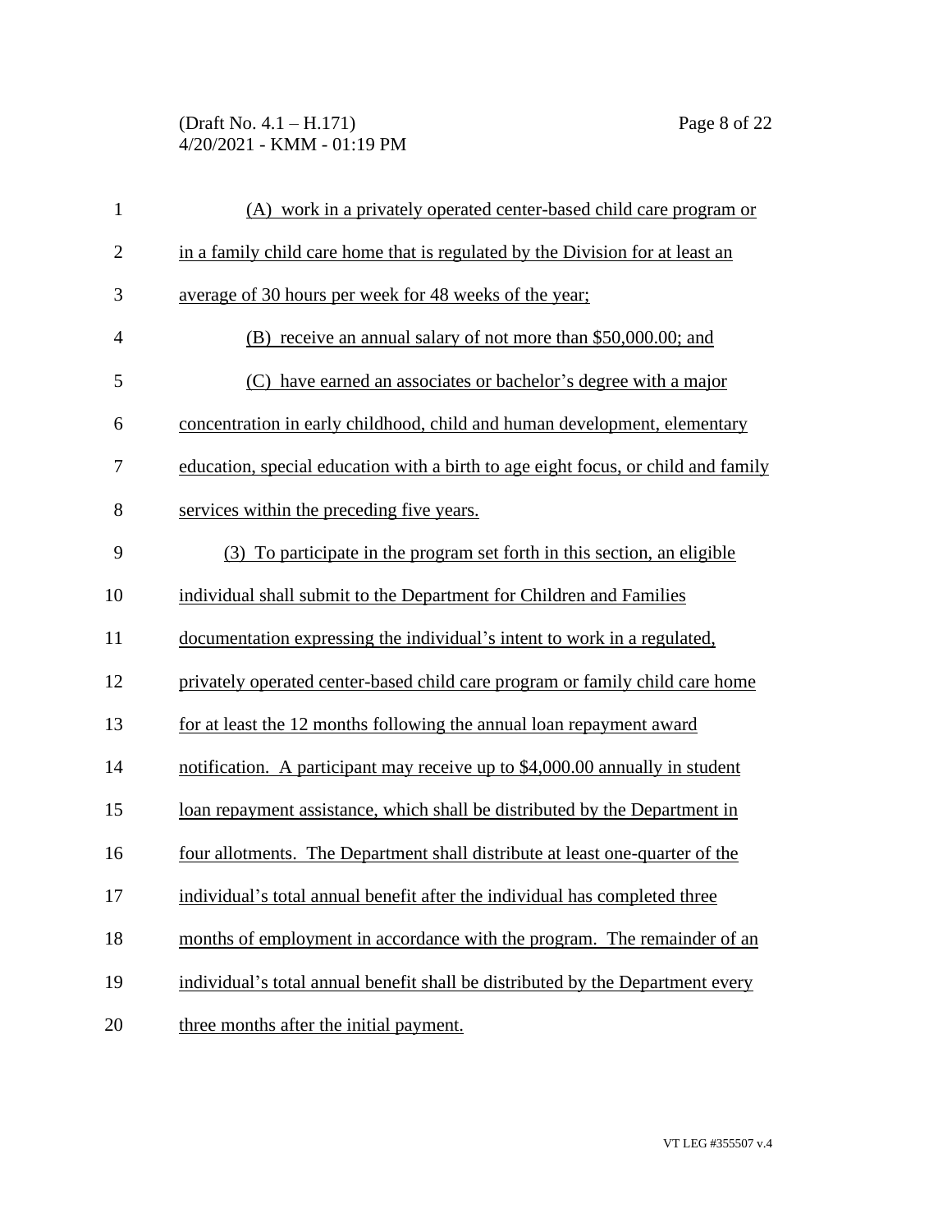(A) work in a privately operated center-based child care program or in a family child care home that is regulated by the Division for at least an average of 30 hours per week for 48 weeks of the year;

(B) receive an annual salary of not more than $50,000.00; and

(C) have earned an associates or bachelor's degree with a major concentration in early childhood, child and human development, elementary education, special education with a birth to age eight focus, or child and family services within the preceding five years.

(3) To participate in the program set forth in this section, an eligible individual shall submit to the Department for Children and Families documentation expressing the individual's intent to work in a regulated, privately operated center-based child care program or family child care home for at least the 12 months following the annual loan repayment award notification. A participant may receive up to $4,000.00 annually in student loan repayment assistance, which shall be distributed by the Department in four allotments. The Department shall distribute at least one-quarter of the individual's total annual benefit after the individual has completed three months of employment in accordance with the program. The remainder of an individual's total annual benefit shall be distributed by the Department every three months after the initial payment.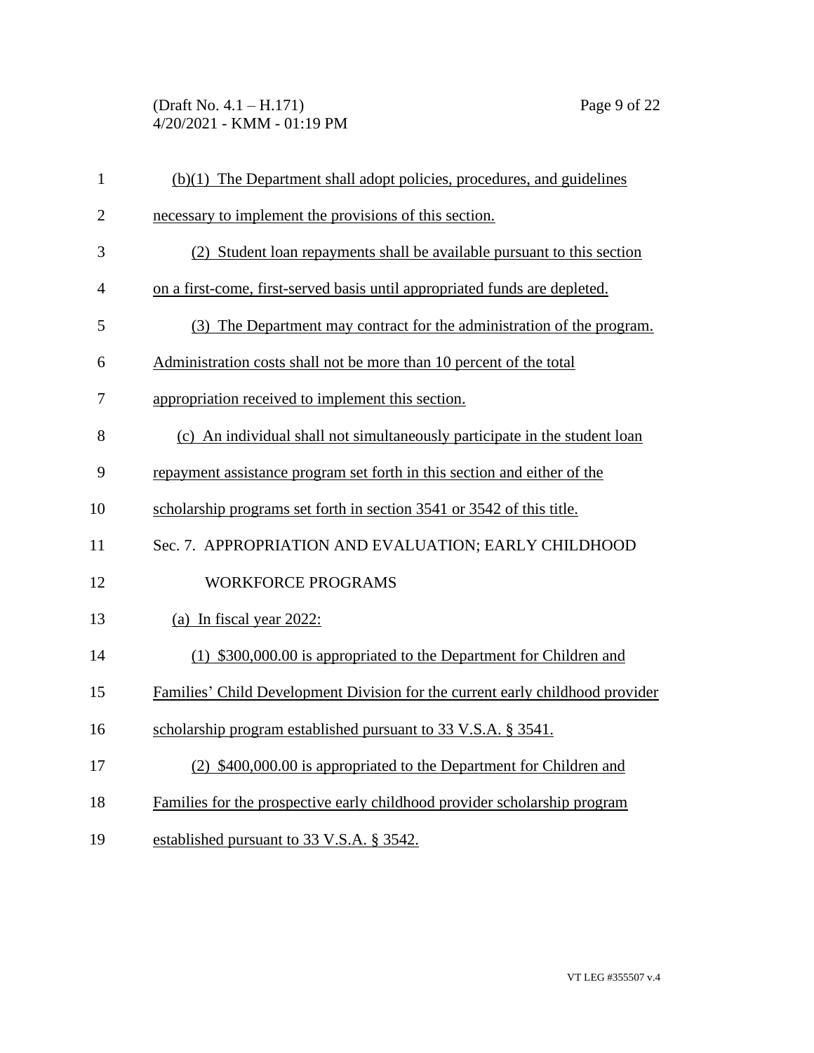(b)(1) The Department shall adopt policies, procedures, and guidelines necessary to implement the provisions of this section.

(2) Student loan repayments shall be available pursuant to this section on a first-come, first-served basis until appropriated funds are depleted.

(3) The Department may contract for the administration of the program. Administration costs shall not be more than 10 percent of the total appropriation received to implement this section.

(c) An individual shall not simultaneously participate in the student loan repayment assistance program set forth in this section and either of the scholarship programs set forth in section 3541 or 3542 of this title.

Sec. 7. APPROPRIATION AND EVALUATION; EARLY CHILDHOOD WORKFORCE PROGRAMS

(a) In fiscal year 2022:

(1) $300,000.00 is appropriated to the Department for Children and Families' Child Development Division for the current early childhood provider scholarship program established pursuant to 33 V.S.A. § 3541.

(2) $400,000.00 is appropriated to the Department for Children and Families for the prospective early childhood provider scholarship program established pursuant to 33 V.S.A. § 3542.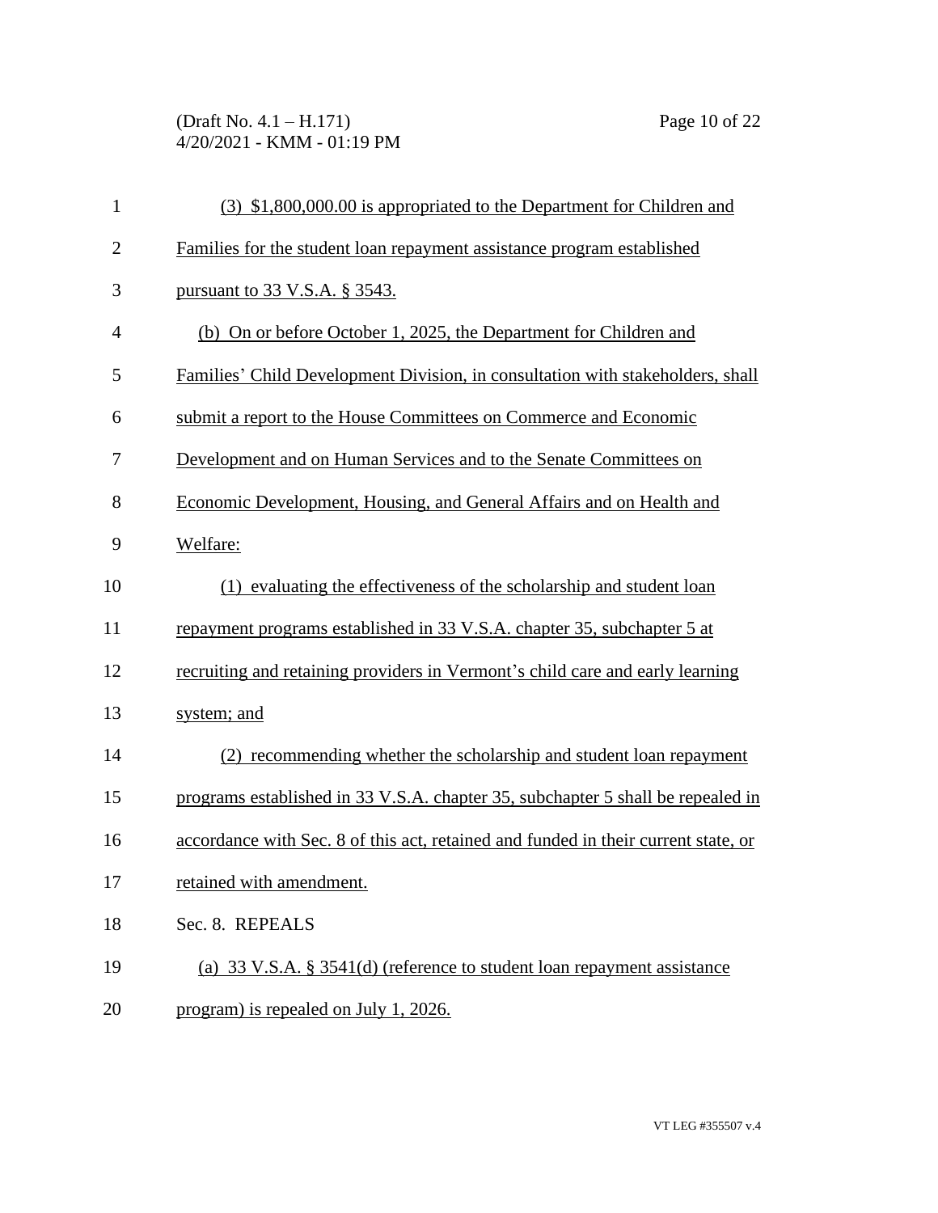(3) $1,800,000.00 is appropriated to the Department for Children and Families for the student loan repayment assistance program established pursuant to 33 V.S.A. § 3543.

(b) On or before October 1, 2025, the Department for Children and Families' Child Development Division, in consultation with stakeholders, shall submit a report to the House Committees on Commerce and Economic Development and on Human Services and to the Senate Committees on Economic Development, Housing, and General Affairs and on Health and Welfare:

(1) evaluating the effectiveness of the scholarship and student loan repayment programs established in 33 V.S.A. chapter 35, subchapter 5 at recruiting and retaining providers in Vermont's child care and early learning system; and

(2) recommending whether the scholarship and student loan repayment programs established in 33 V.S.A. chapter 35, subchapter 5 shall be repealed in accordance with Sec. 8 of this act, retained and funded in their current state, or retained with amendment.

Sec. 8. REPEALS

(a) 33 V.S.A. § 3541(d) (reference to student loan repayment assistance program) is repealed on July 1, 2026.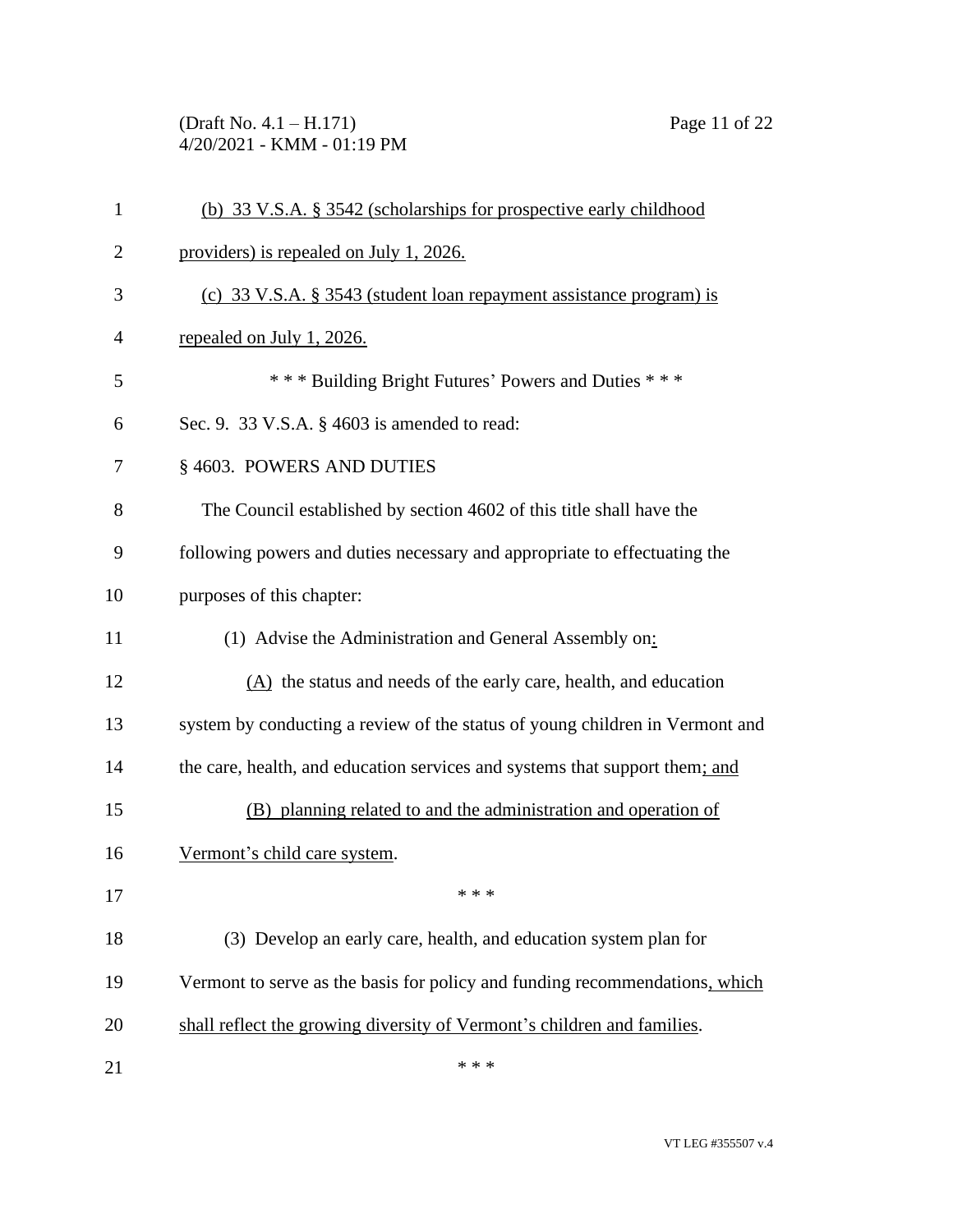(b) 33 V.S.A. § 3542 (scholarships for prospective early childhood providers) is repealed on July 1, 2026.

(c) 33 V.S.A. § 3543 (student loan repayment assistance program) is repealed on July 1, 2026.

\* \* \* Building Bright Futures' Powers and Duties \* \* \*

Sec. 9. 33 V.S.A. § 4603 is amended to read:

§ 4603. POWERS AND DUTIES

The Council established by section 4602 of this title shall have the following powers and duties necessary and appropriate to effectuating the purposes of this chapter:

(1) Advise the Administration and General Assembly on:

(A) the status and needs of the early care, health, and education system by conducting a review of the status of young children in Vermont and the care, health, and education services and systems that support them; and

(B) planning related to and the administration and operation of Vermont's child care system.

\* \* \*

(3) Develop an early care, health, and education system plan for Vermont to serve as the basis for policy and funding recommendations, which shall reflect the growing diversity of Vermont's children and families.

\* \* \*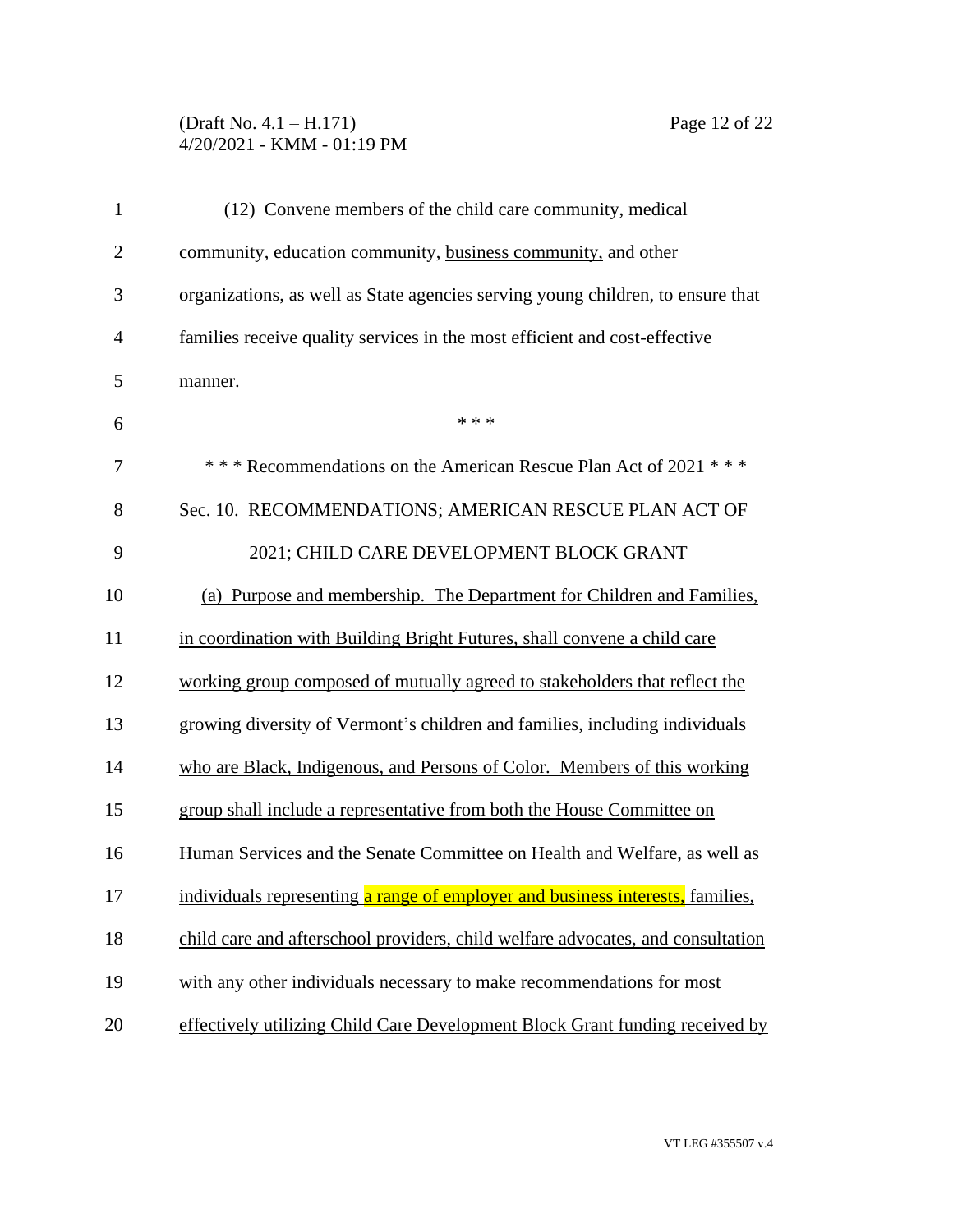(12) Convene members of the child care community, medical community, education community, business community, and other organizations, as well as State agencies serving young children, to ensure that families receive quality services in the most efficient and cost-effective manner.

\* \* \*

\* \* \* Recommendations on the American Rescue Plan Act of 2021 \* \* \*

Sec. 10. RECOMMENDATIONS; AMERICAN RESCUE PLAN ACT OF 2021; CHILD CARE DEVELOPMENT BLOCK GRANT

(a) Purpose and membership. The Department for Children and Families, in coordination with Building Bright Futures, shall convene a child care working group composed of mutually agreed to stakeholders that reflect the growing diversity of Vermont's children and families, including individuals who are Black, Indigenous, and Persons of Color. Members of this working group shall include a representative from both the House Committee on Human Services and the Senate Committee on Health and Welfare, as well as individuals representing a range of employer and business interests, families, child care and afterschool providers, child welfare advocates, and consultation with any other individuals necessary to make recommendations for most effectively utilizing Child Care Development Block Grant funding received by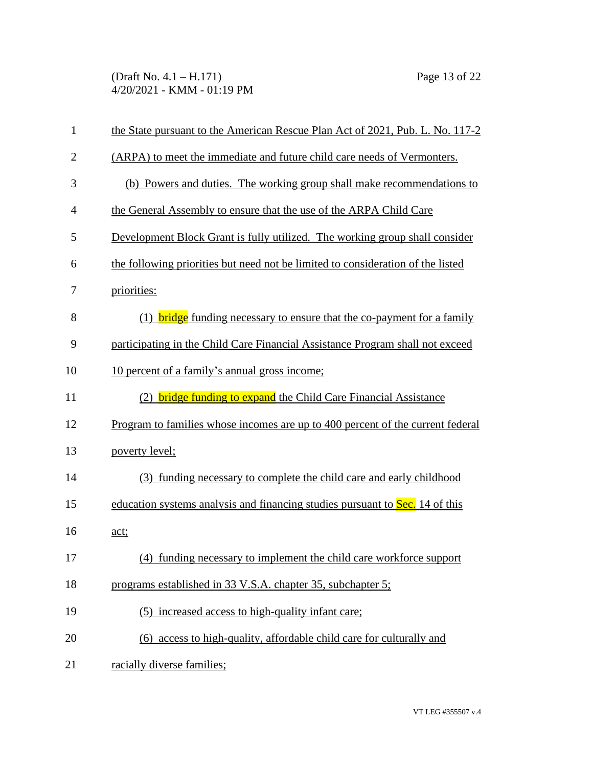the State pursuant to the American Rescue Plan Act of 2021, Pub. L. No. 117-2 (ARPA) to meet the immediate and future child care needs of Vermonters.

(b) Powers and duties. The working group shall make recommendations to the General Assembly to ensure that the use of the ARPA Child Care Development Block Grant is fully utilized. The working group shall consider the following priorities but need not be limited to consideration of the listed priorities:

(1) bridge funding necessary to ensure that the co-payment for a family participating in the Child Care Financial Assistance Program shall not exceed 10 percent of a family's annual gross income;

(2) bridge funding to expand the Child Care Financial Assistance Program to families whose incomes are up to 400 percent of the current federal poverty level;

(3) funding necessary to complete the child care and early childhood education systems analysis and financing studies pursuant to Sec. 14 of this act;

(4) funding necessary to implement the child care workforce support programs established in 33 V.S.A. chapter 35, subchapter 5;

(5) increased access to high-quality infant care;

(6) access to high-quality, affordable child care for culturally and racially diverse families;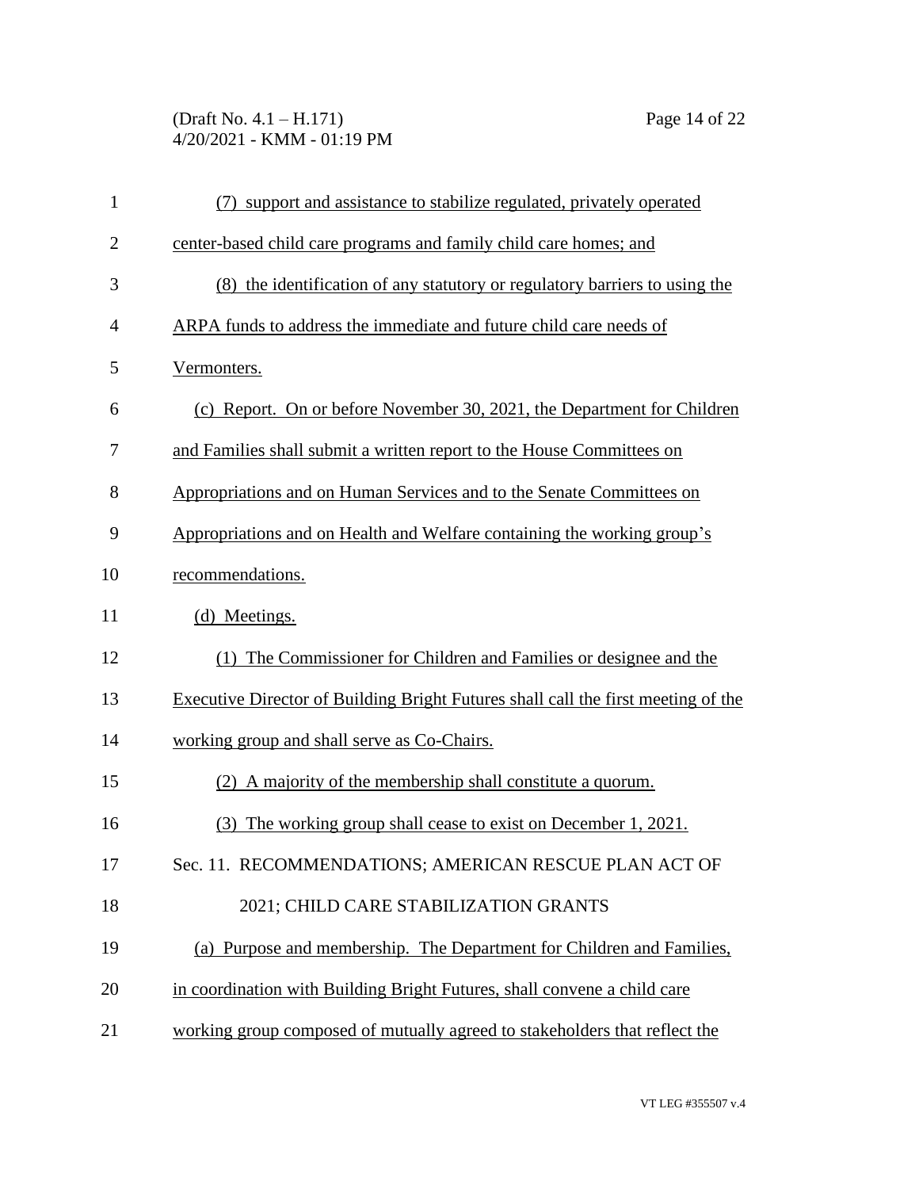(7) support and assistance to stabilize regulated, privately operated center-based child care programs and family child care homes; and

(8) the identification of any statutory or regulatory barriers to using the ARPA funds to address the immediate and future child care needs of Vermonters.

(c) Report. On or before November 30, 2021, the Department for Children and Families shall submit a written report to the House Committees on Appropriations and on Human Services and to the Senate Committees on Appropriations and on Health and Welfare containing the working group's recommendations.

(d) Meetings.

(1) The Commissioner for Children and Families or designee and the Executive Director of Building Bright Futures shall call the first meeting of the working group and shall serve as Co-Chairs.

(2) A majority of the membership shall constitute a quorum.

(3) The working group shall cease to exist on December 1, 2021.

Sec. 11. RECOMMENDATIONS; AMERICAN RESCUE PLAN ACT OF 2021; CHILD CARE STABILIZATION GRANTS

(a) Purpose and membership. The Department for Children and Families, in coordination with Building Bright Futures, shall convene a child care working group composed of mutually agreed to stakeholders that reflect the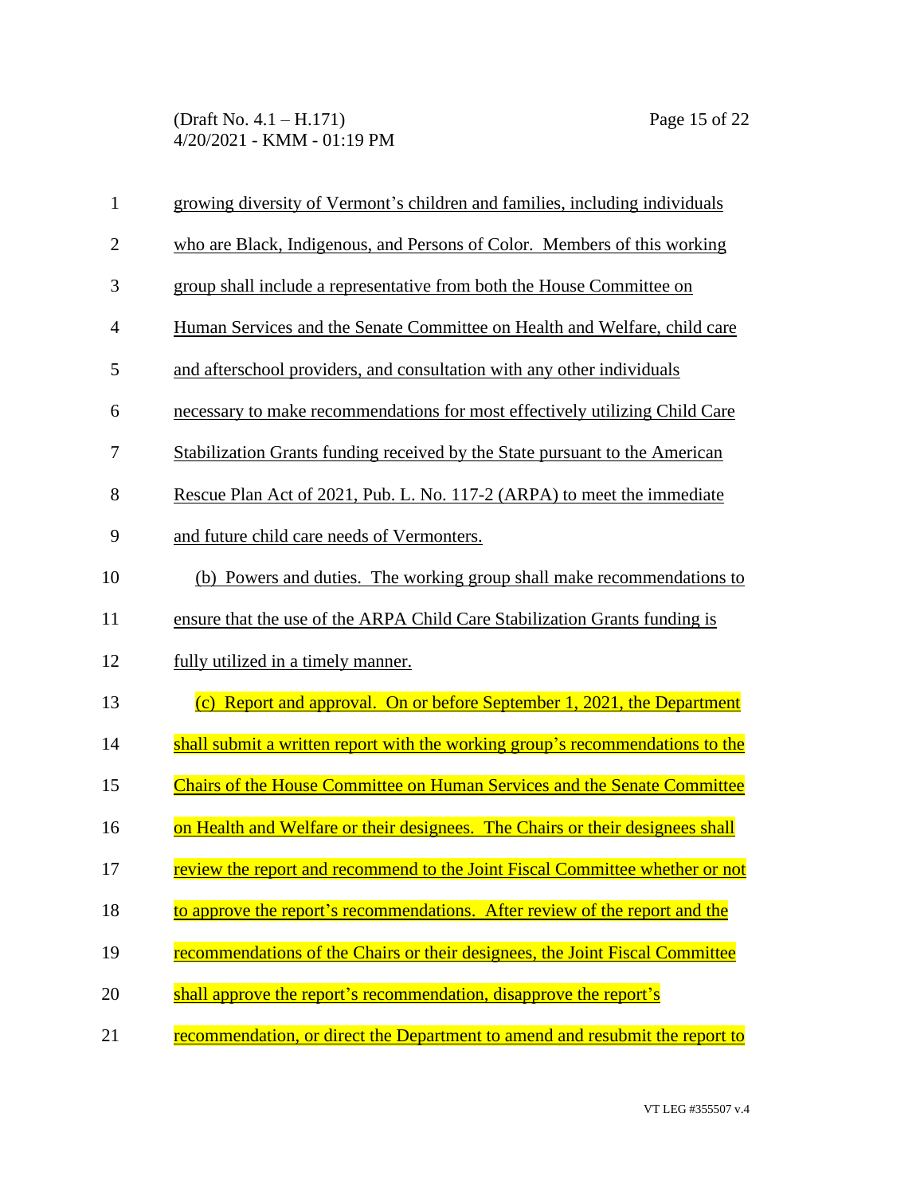growing diversity of Vermont's children and families, including individuals who are Black, Indigenous, and Persons of Color. Members of this working group shall include a representative from both the House Committee on Human Services and the Senate Committee on Health and Welfare, child care and afterschool providers, and consultation with any other individuals necessary to make recommendations for most effectively utilizing Child Care Stabilization Grants funding received by the State pursuant to the American Rescue Plan Act of 2021, Pub. L. No. 117-2 (ARPA) to meet the immediate and future child care needs of Vermonters.

(b) Powers and duties. The working group shall make recommendations to ensure that the use of the ARPA Child Care Stabilization Grants funding is fully utilized in a timely manner.

(c) Report and approval. On or before September 1, 2021, the Department shall submit a written report with the working group's recommendations to the Chairs of the House Committee on Human Services and the Senate Committee on Health and Welfare or their designees. The Chairs or their designees shall review the report and recommend to the Joint Fiscal Committee whether or not to approve the report's recommendations. After review of the report and the recommendations of the Chairs or their designees, the Joint Fiscal Committee shall approve the report's recommendation, disapprove the report's recommendation, or direct the Department to amend and resubmit the report to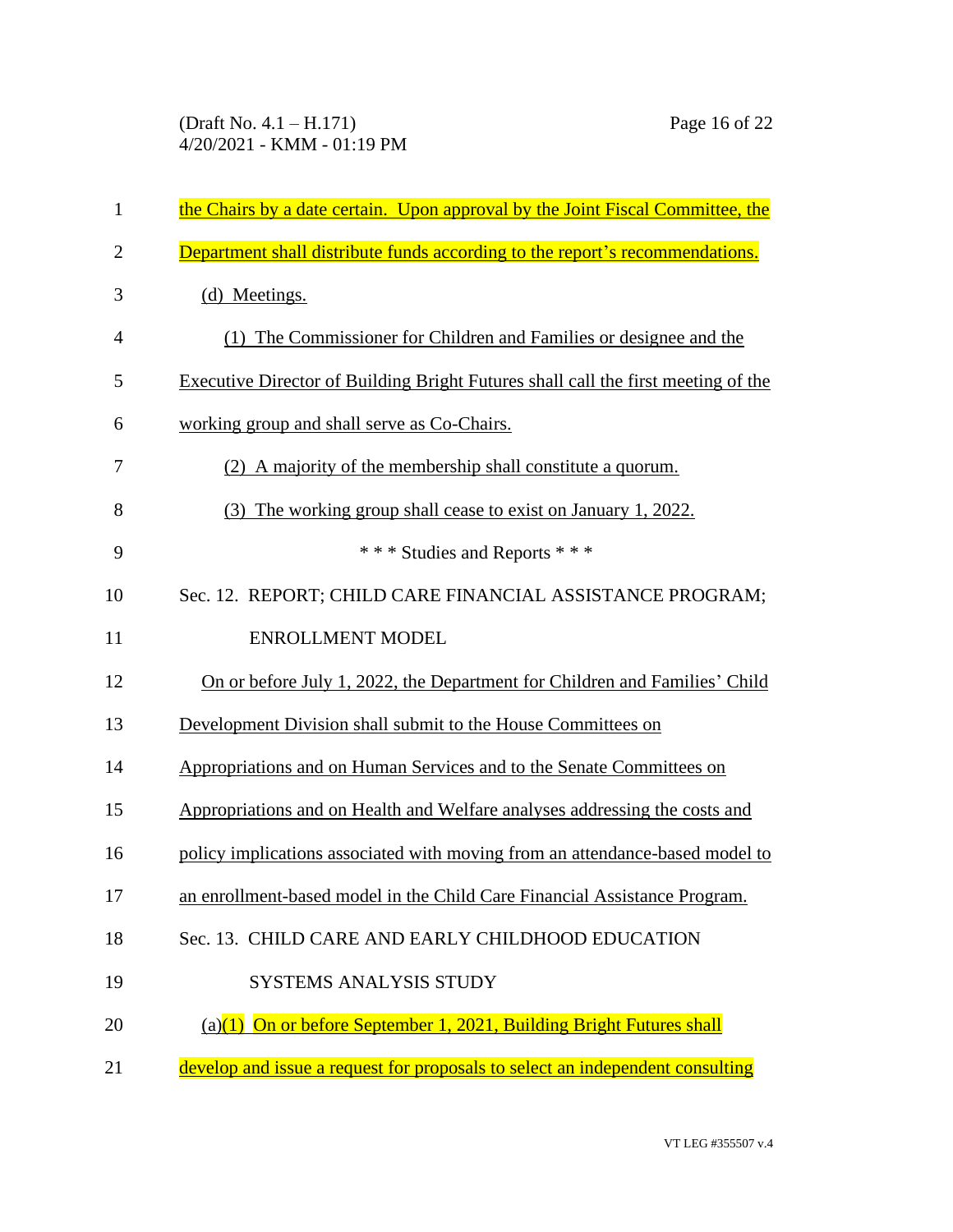the Chairs by a date certain. Upon approval by the Joint Fiscal Committee, the Department shall distribute funds according to the report's recommendations.

(d) Meetings.

(1) The Commissioner for Children and Families or designee and the Executive Director of Building Bright Futures shall call the first meeting of the working group and shall serve as Co-Chairs.

(2) A majority of the membership shall constitute a quorum.

(3) The working group shall cease to exist on January 1, 2022.

\* \* \* Studies and Reports \* \* \*

Sec. 12. REPORT; CHILD CARE FINANCIAL ASSISTANCE PROGRAM; ENROLLMENT MODEL

On or before July 1, 2022, the Department for Children and Families' Child Development Division shall submit to the House Committees on Appropriations and on Human Services and to the Senate Committees on Appropriations and on Health and Welfare analyses addressing the costs and policy implications associated with moving from an attendance-based model to an enrollment-based model in the Child Care Financial Assistance Program.

Sec. 13. CHILD CARE AND EARLY CHILDHOOD EDUCATION SYSTEMS ANALYSIS STUDY

(a)(1) On or before September 1, 2021, Building Bright Futures shall develop and issue a request for proposals to select an independent consulting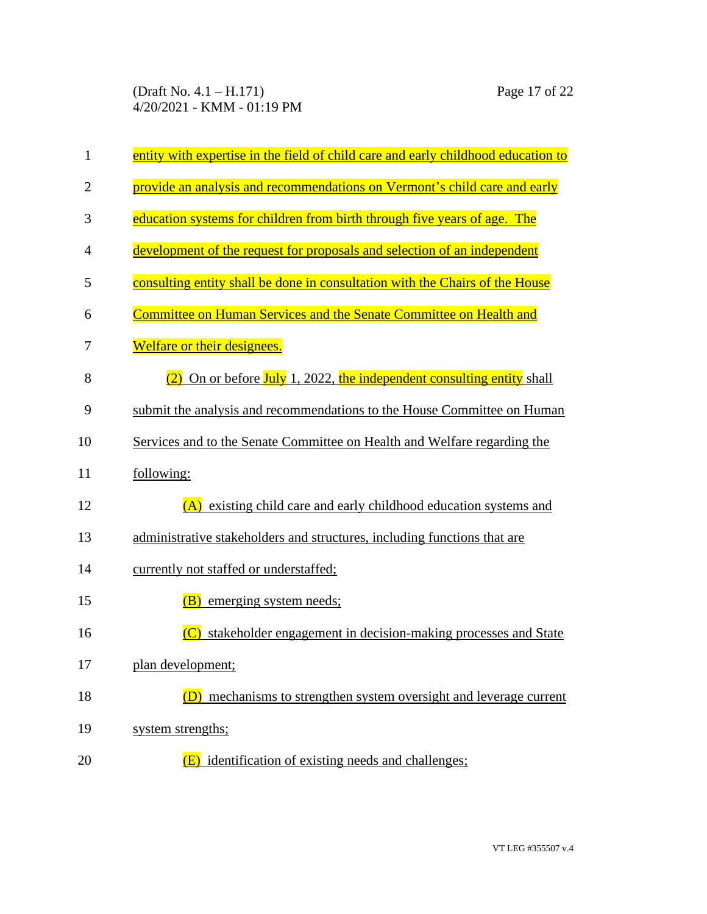entity with expertise in the field of child care and early childhood education to provide an analysis and recommendations on Vermont's child care and early education systems for children from birth through five years of age. The development of the request for proposals and selection of an independent consulting entity shall be done in consultation with the Chairs of the House Committee on Human Services and the Senate Committee on Health and Welfare or their designees.

(2) On or before July 1, 2022, the independent consulting entity shall submit the analysis and recommendations to the House Committee on Human Services and to the Senate Committee on Health and Welfare regarding the following:

(A) existing child care and early childhood education systems and administrative stakeholders and structures, including functions that are currently not staffed or understaffed;

(B) emerging system needs;

(C) stakeholder engagement in decision-making processes and State plan development;

(D) mechanisms to strengthen system oversight and leverage current system strengths;

(E) identification of existing needs and challenges;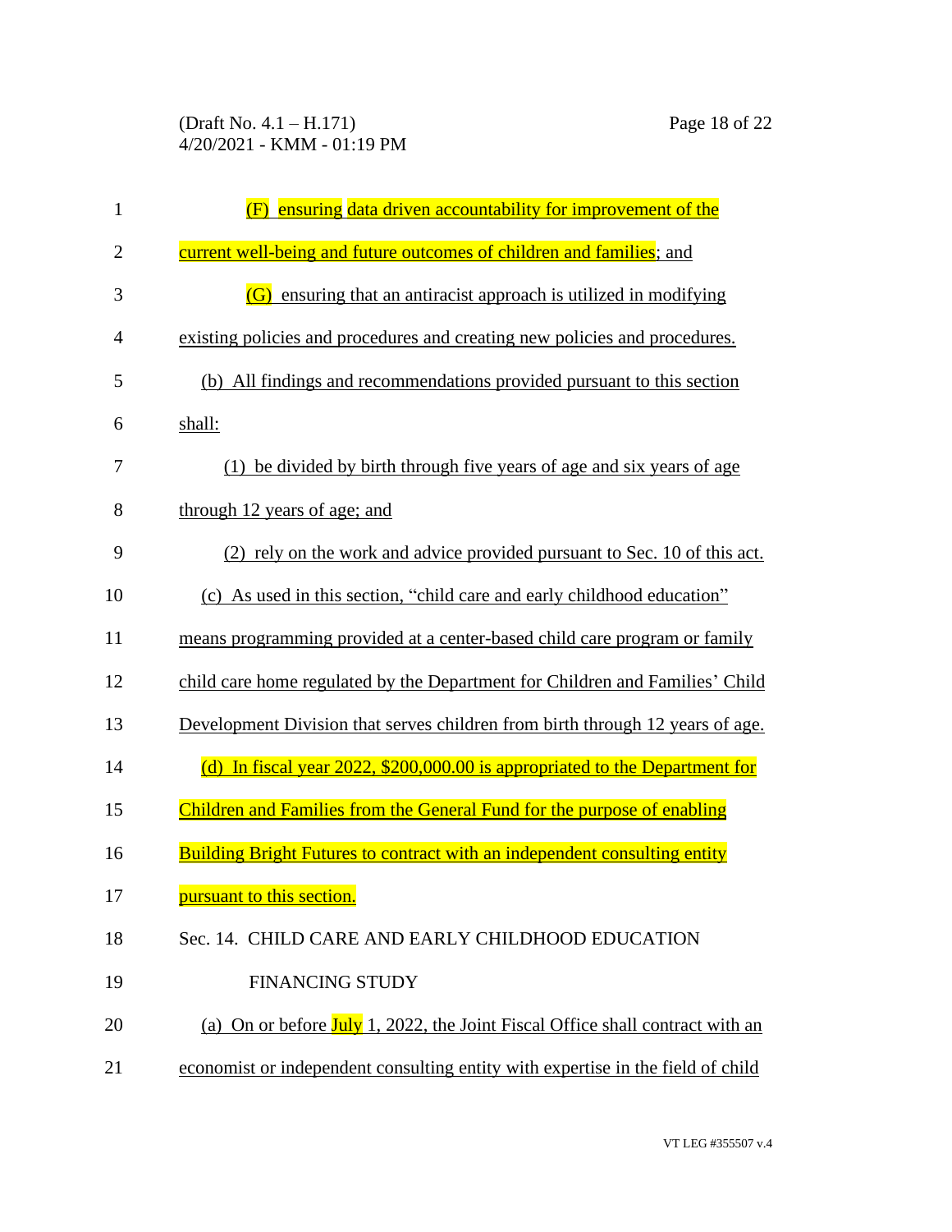(F) ensuring data driven accountability for improvement of the current well-being and future outcomes of children and families; and

(G) ensuring that an antiracist approach is utilized in modifying existing policies and procedures and creating new policies and procedures.

(b) All findings and recommendations provided pursuant to this section shall:

(1) be divided by birth through five years of age and six years of age through 12 years of age; and

(2) rely on the work and advice provided pursuant to Sec. 10 of this act.

(c) As used in this section, "child care and early childhood education" means programming provided at a center-based child care program or family child care home regulated by the Department for Children and Families' Child Development Division that serves children from birth through 12 years of age.

(d) In fiscal year 2022, $200,000.00 is appropriated to the Department for Children and Families from the General Fund for the purpose of enabling Building Bright Futures to contract with an independent consulting entity pursuant to this section.

Sec. 14. CHILD CARE AND EARLY CHILDHOOD EDUCATION FINANCING STUDY

(a) On or before July 1, 2022, the Joint Fiscal Office shall contract with an economist or independent consulting entity with expertise in the field of child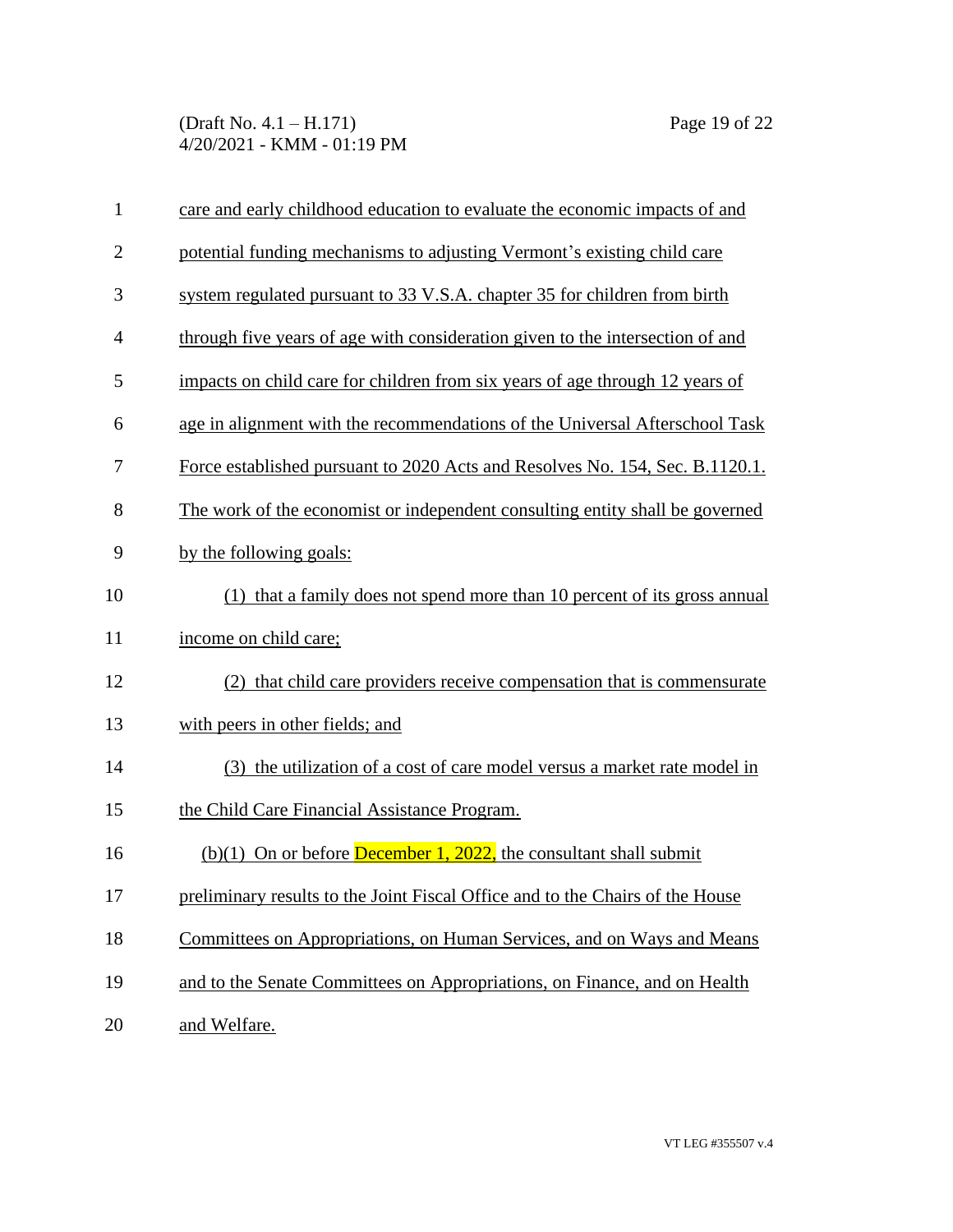care and early childhood education to evaluate the economic impacts of and potential funding mechanisms to adjusting Vermont's existing child care system regulated pursuant to 33 V.S.A. chapter 35 for children from birth through five years of age with consideration given to the intersection of and impacts on child care for children from six years of age through 12 years of age in alignment with the recommendations of the Universal Afterschool Task Force established pursuant to 2020 Acts and Resolves No. 154, Sec. B.1120.1. The work of the economist or independent consulting entity shall be governed by the following goals:

(1) that a family does not spend more than 10 percent of its gross annual income on child care;

(2) that child care providers receive compensation that is commensurate with peers in other fields; and

(3) the utilization of a cost of care model versus a market rate model in the Child Care Financial Assistance Program.

(b)(1) On or before December 1, 2022, the consultant shall submit preliminary results to the Joint Fiscal Office and to the Chairs of the House Committees on Appropriations, on Human Services, and on Ways and Means and to the Senate Committees on Appropriations, on Finance, and on Health and Welfare.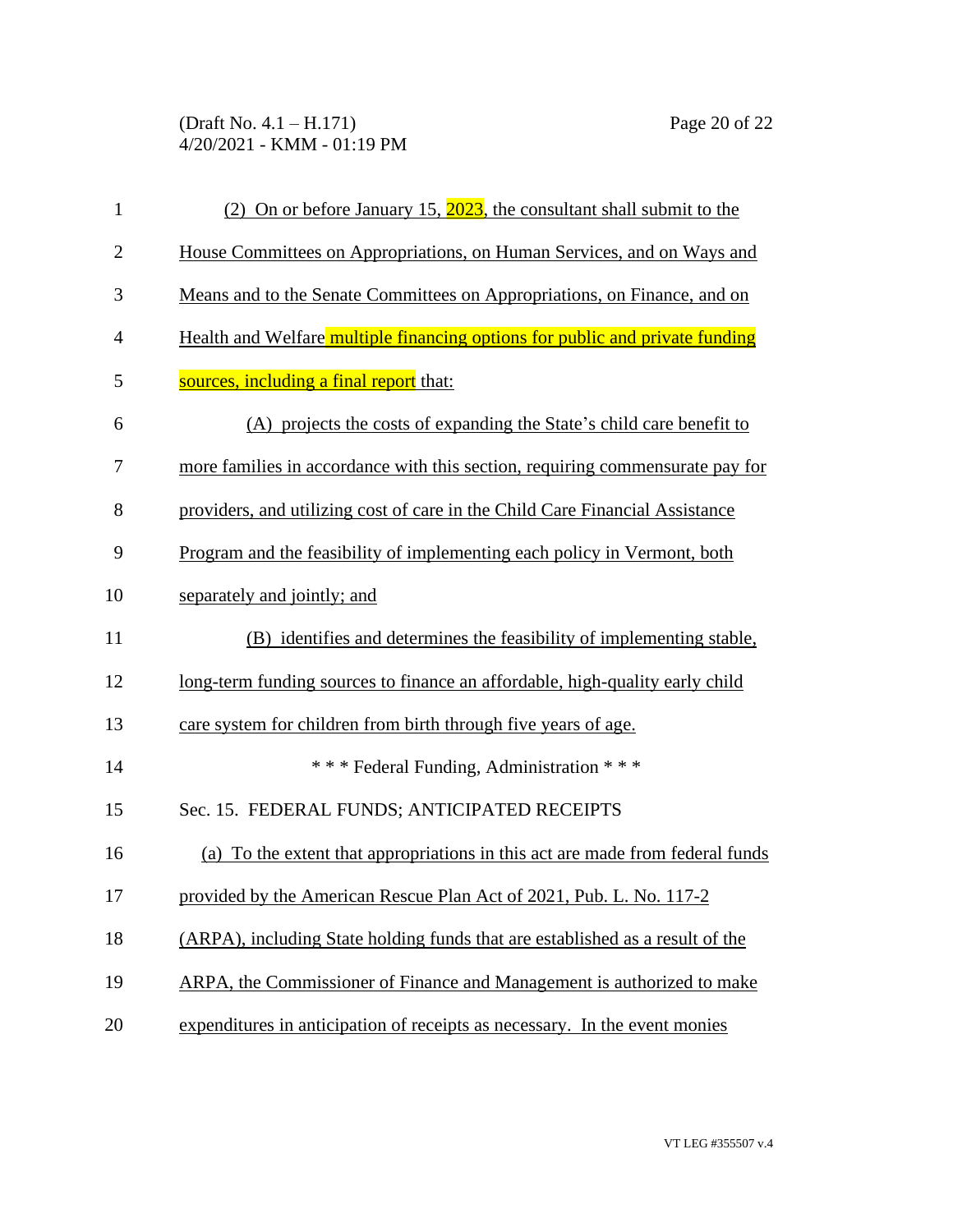(2) On or before January 15, 2023, the consultant shall submit to the House Committees on Appropriations, on Human Services, and on Ways and Means and to the Senate Committees on Appropriations, on Finance, and on Health and Welfare multiple financing options for public and private funding sources, including a final report that:

(A) projects the costs of expanding the State's child care benefit to more families in accordance with this section, requiring commensurate pay for providers, and utilizing cost of care in the Child Care Financial Assistance Program and the feasibility of implementing each policy in Vermont, both separately and jointly; and

(B) identifies and determines the feasibility of implementing stable, long-term funding sources to finance an affordable, high-quality early child care system for children from birth through five years of age.

\* \* \* Federal Funding, Administration \* \* \*

Sec. 15. FEDERAL FUNDS; ANTICIPATED RECEIPTS

(a) To the extent that appropriations in this act are made from federal funds provided by the American Rescue Plan Act of 2021, Pub. L. No. 117-2 (ARPA), including State holding funds that are established as a result of the ARPA, the Commissioner of Finance and Management is authorized to make expenditures in anticipation of receipts as necessary. In the event monies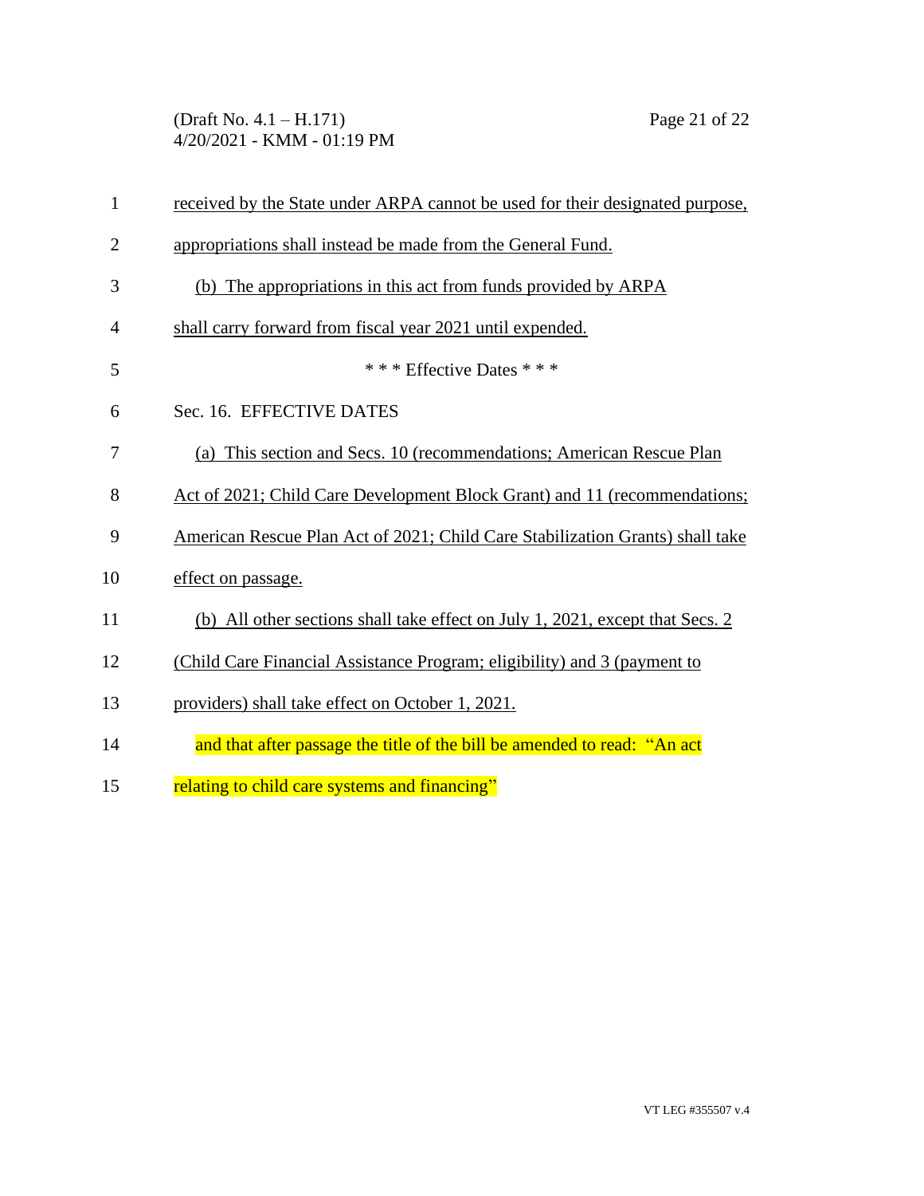received by the State under ARPA cannot be used for their designated purpose, appropriations shall instead be made from the General Fund.

(b) The appropriations in this act from funds provided by ARPA shall carry forward from fiscal year 2021 until expended.

\* \* \* Effective Dates \* \* \*

Sec. 16. EFFECTIVE DATES

(a) This section and Secs. 10 (recommendations; American Rescue Plan Act of 2021; Child Care Development Block Grant) and 11 (recommendations; American Rescue Plan Act of 2021; Child Care Stabilization Grants) shall take effect on passage.

(b) All other sections shall take effect on July 1, 2021, except that Secs. 2 (Child Care Financial Assistance Program; eligibility) and 3 (payment to providers) shall take effect on October 1, 2021.

and that after passage the title of the bill be amended to read: "An act relating to child care systems and financing"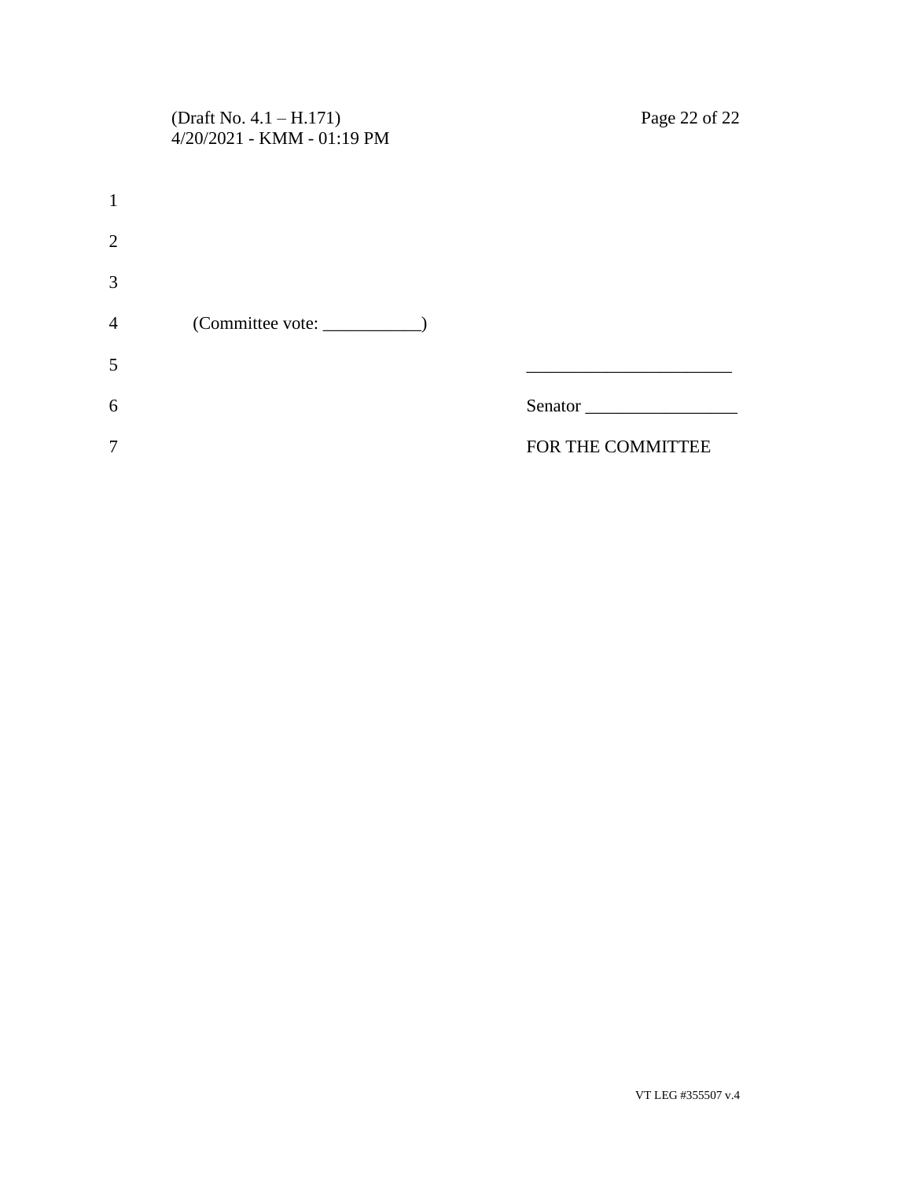(Committee vote: ___________)

_______________________

Senator _________________

FOR THE COMMITTEE